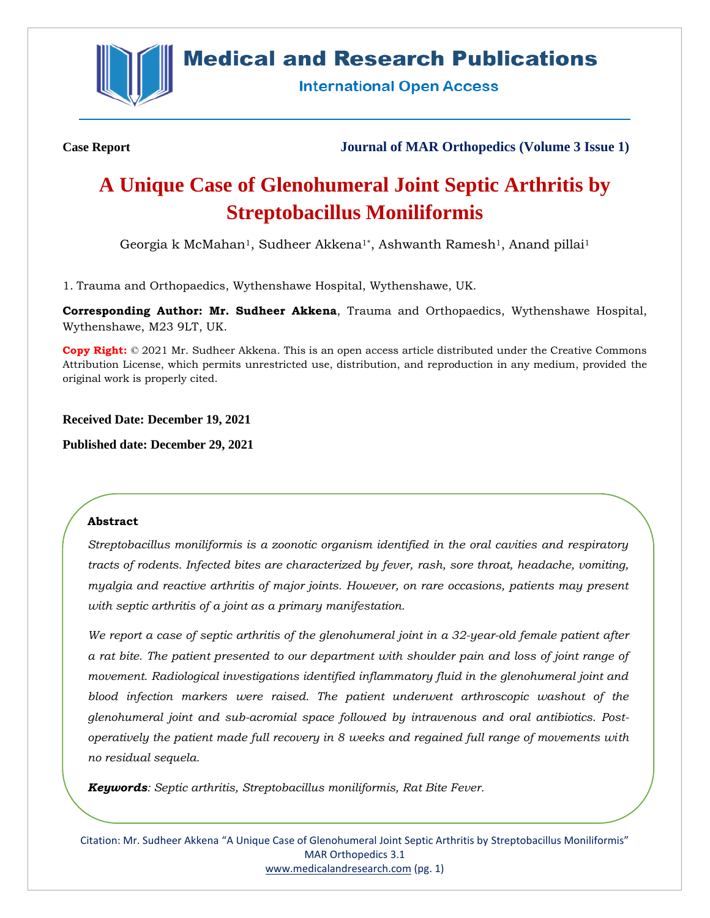Case Report

Journal of MAR Orthopedics (Volume 3 Issue 1)

# A Unique Case of Glenohumeral Joint Septic Arthritis by Streptobacillus Moniliformis

Georgia k McMahan[1], Sudheer Akkena[1*], Ashwanth Ramesh[1], Anand pillai[1]

1. Trauma and Orthopaedics, Wythenshawe Hospital, Wythenshawe, UK.

**Corresponding Author: Mr. Sudheer Akkena**, Trauma and Orthopaedics, Wythenshawe Hospital, Wythenshawe, M23 9LT, UK.

**Copy Right:** © 2021 Mr. Sudheer Akkena. This is an open access article distributed under the Creative Commons Attribution License, which permits unrestricted use, distribution, and reproduction in any medium, provided the original work is properly cited.

**Received Date: December 19, 2021**

**Published date: December 29, 2021**

## Abstract

*Streptobacillus moniliformis is a zoonotic organism identified in the oral cavities and respiratory tracts of rodents. Infected bites are characterized by fever, rash, sore throat, headache, vomiting, myalgia and reactive arthritis of major joints. However, on rare occasions, patients may present with septic arthritis of a joint as a primary manifestation.*

*We report a case of septic arthritis of the glenohumeral joint in a 32-year-old female patient after a rat bite. The patient presented to our department with shoulder pain and loss of joint range of movement. Radiological investigations identified inflammatory fluid in the glenohumeral joint and blood infection markers were raised. The patient underwent arthroscopic washout of the glenohumeral joint and sub-acromial space followed by intravenous and oral antibiotics. Post-operatively the patient made full recovery in 8 weeks and regained full range of movements with no residual sequela.*

***Keywords**: Septic arthritis, Streptobacillus moniliformis, Rat Bite Fever.*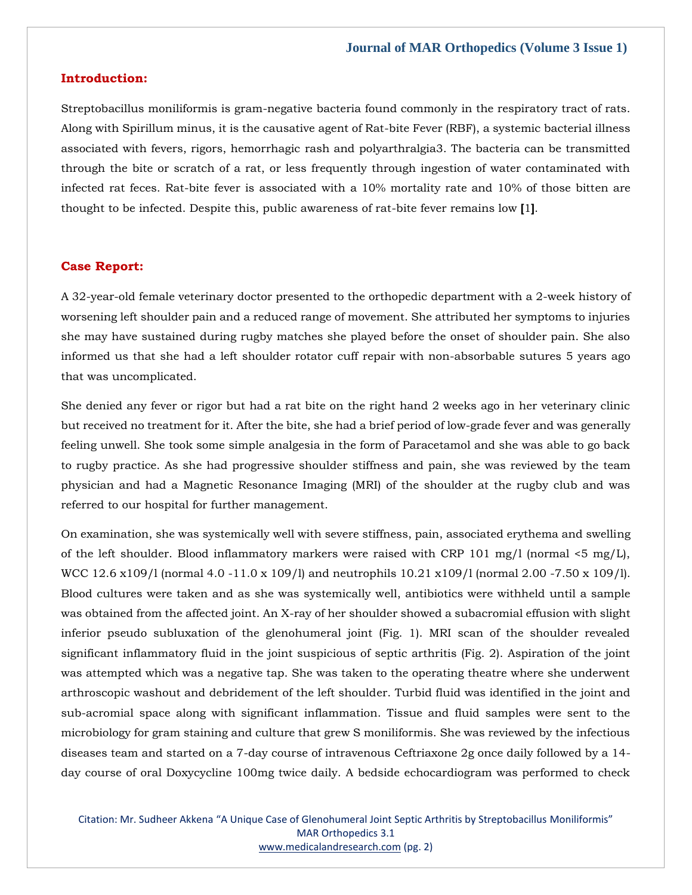## Introduction:

Streptobacillus moniliformis is gram-negative bacteria found commonly in the respiratory tract of rats. Along with Spirillum minus, it is the causative agent of Rat-bite Fever (RBF), a systemic bacterial illness associated with fevers, rigors, hemorrhagic rash and polyarthralgia3. The bacteria can be transmitted through the bite or scratch of a rat, or less frequently through ingestion of water contaminated with infected rat feces. Rat-bite fever is associated with a 10% mortality rate and 10% of those bitten are thought to be infected. Despite this, public awareness of rat-bite fever remains low **[**1**]**.

## Case Report:

A 32-year-old female veterinary doctor presented to the orthopedic department with a 2-week history of worsening left shoulder pain and a reduced range of movement. She attributed her symptoms to injuries she may have sustained during rugby matches she played before the onset of shoulder pain. She also informed us that she had a left shoulder rotator cuff repair with non-absorbable sutures 5 years ago that was uncomplicated.

She denied any fever or rigor but had a rat bite on the right hand 2 weeks ago in her veterinary clinic but received no treatment for it. After the bite, she had a brief period of low-grade fever and was generally feeling unwell. She took some simple analgesia in the form of Paracetamol and she was able to go back to rugby practice. As she had progressive shoulder stiffness and pain, she was reviewed by the team physician and had a Magnetic Resonance Imaging (MRI) of the shoulder at the rugby club and was referred to our hospital for further management.

On examination, she was systemically well with severe stiffness, pain, associated erythema and swelling of the left shoulder. Blood inflammatory markers were raised with CRP 101 mg/l (normal <5 mg/L), WCC 12.6 x109/l (normal 4.0 -11.0 x 109/l) and neutrophils 10.21 x109/l (normal 2.00 -7.50 x 109/l). Blood cultures were taken and as she was systemically well, antibiotics were withheld until a sample was obtained from the affected joint. An X-ray of her shoulder showed a subacromial effusion with slight inferior pseudo subluxation of the glenohumeral joint (Fig. 1). MRI scan of the shoulder revealed significant inflammatory fluid in the joint suspicious of septic arthritis (Fig. 2). Aspiration of the joint was attempted which was a negative tap. She was taken to the operating theatre where she underwent arthroscopic washout and debridement of the left shoulder. Turbid fluid was identified in the joint and sub-acromial space along with significant inflammation. Tissue and fluid samples were sent to the microbiology for gram staining and culture that grew S moniliformis. She was reviewed by the infectious diseases team and started on a 7-day course of intravenous Ceftriaxone 2g once daily followed by a 14-day course of oral Doxycycline 100mg twice daily. A bedside echocardiogram was performed to check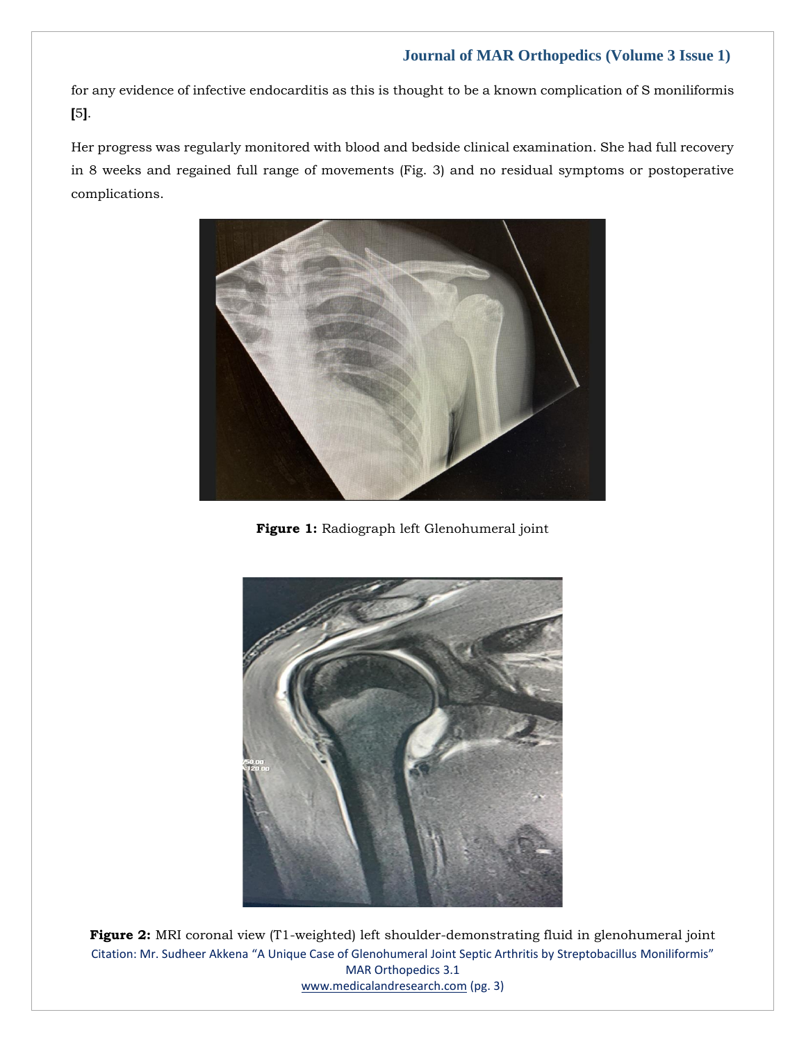for any evidence of infective endocarditis as this is thought to be a known complication of S moniliformis **[**5**]**.

Her progress was regularly monitored with blood and bedside clinical examination. She had full recovery in 8 weeks and regained full range of movements (Fig. 3) and no residual symptoms or postoperative complications.

**Figure 1:** Radiograph left Glenohumeral joint

**Figure 2:** MRI coronal view (T1-weighted) left shoulder-demonstrating fluid in glenohumeral joint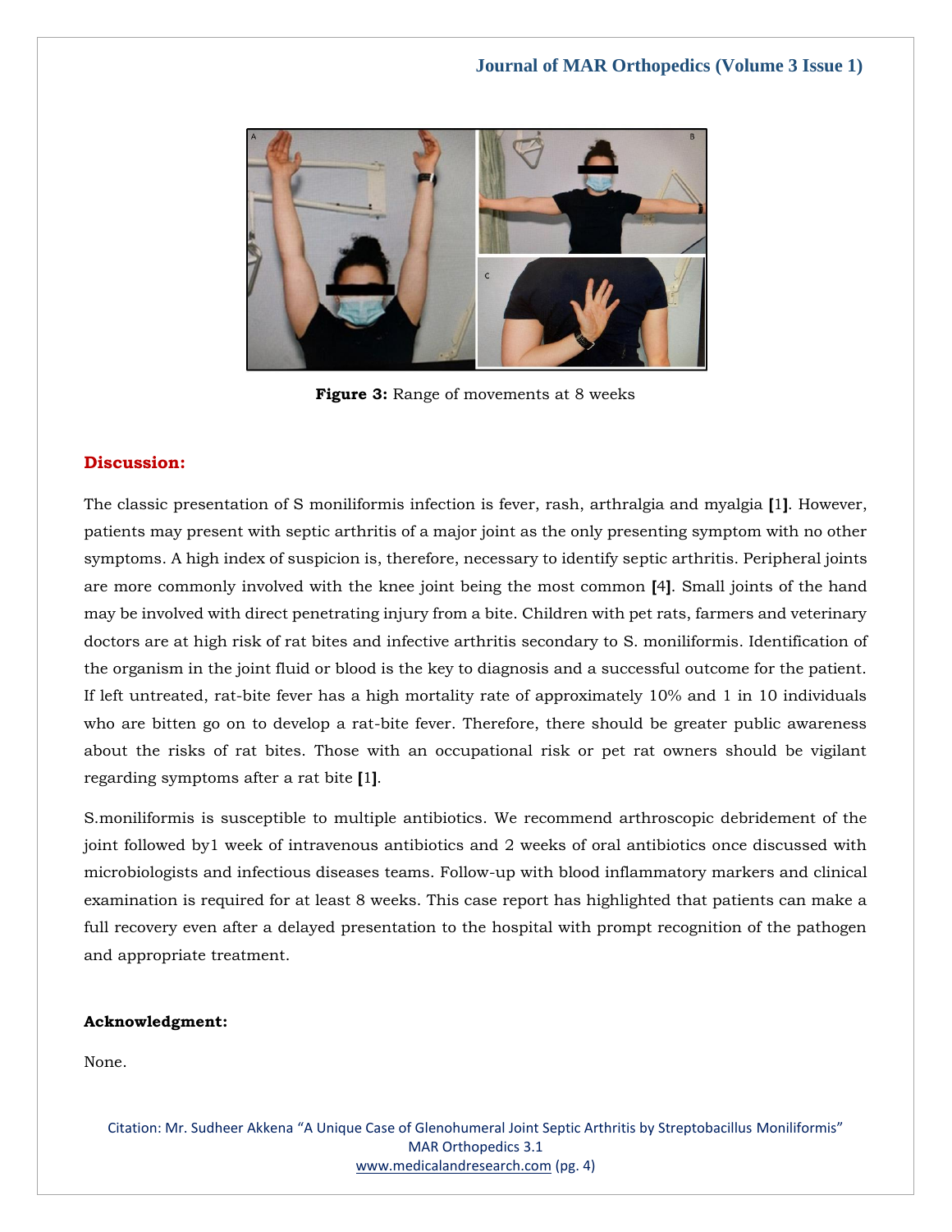**Figure 3:** Range of movements at 8 weeks

## Discussion:

The classic presentation of S moniliformis infection is fever, rash, arthralgia and myalgia [1]. However, patients may present with septic arthritis of a major joint as the only presenting symptom with no other symptoms. A high index of suspicion is, therefore, necessary to identify septic arthritis. Peripheral joints are more commonly involved with the knee joint being the most common [4]. Small joints of the hand may be involved with direct penetrating injury from a bite. Children with pet rats, farmers and veterinary doctors are at high risk of rat bites and infective arthritis secondary to S. moniliformis. Identification of the organism in the joint fluid or blood is the key to diagnosis and a successful outcome for the patient. If left untreated, rat-bite fever has a high mortality rate of approximately 10% and 1 in 10 individuals who are bitten go on to develop a rat-bite fever. Therefore, there should be greater public awareness about the risks of rat bites. Those with an occupational risk or pet rat owners should be vigilant regarding symptoms after a rat bite [1].

S.moniliformis is susceptible to multiple antibiotics. We recommend arthroscopic debridement of the joint followed by1 week of intravenous antibiotics and 2 weeks of oral antibiotics once discussed with microbiologists and infectious diseases teams. Follow-up with blood inflammatory markers and clinical examination is required for at least 8 weeks. This case report has highlighted that patients can make a full recovery even after a delayed presentation to the hospital with prompt recognition of the pathogen and appropriate treatment.

**Acknowledgment:**

None.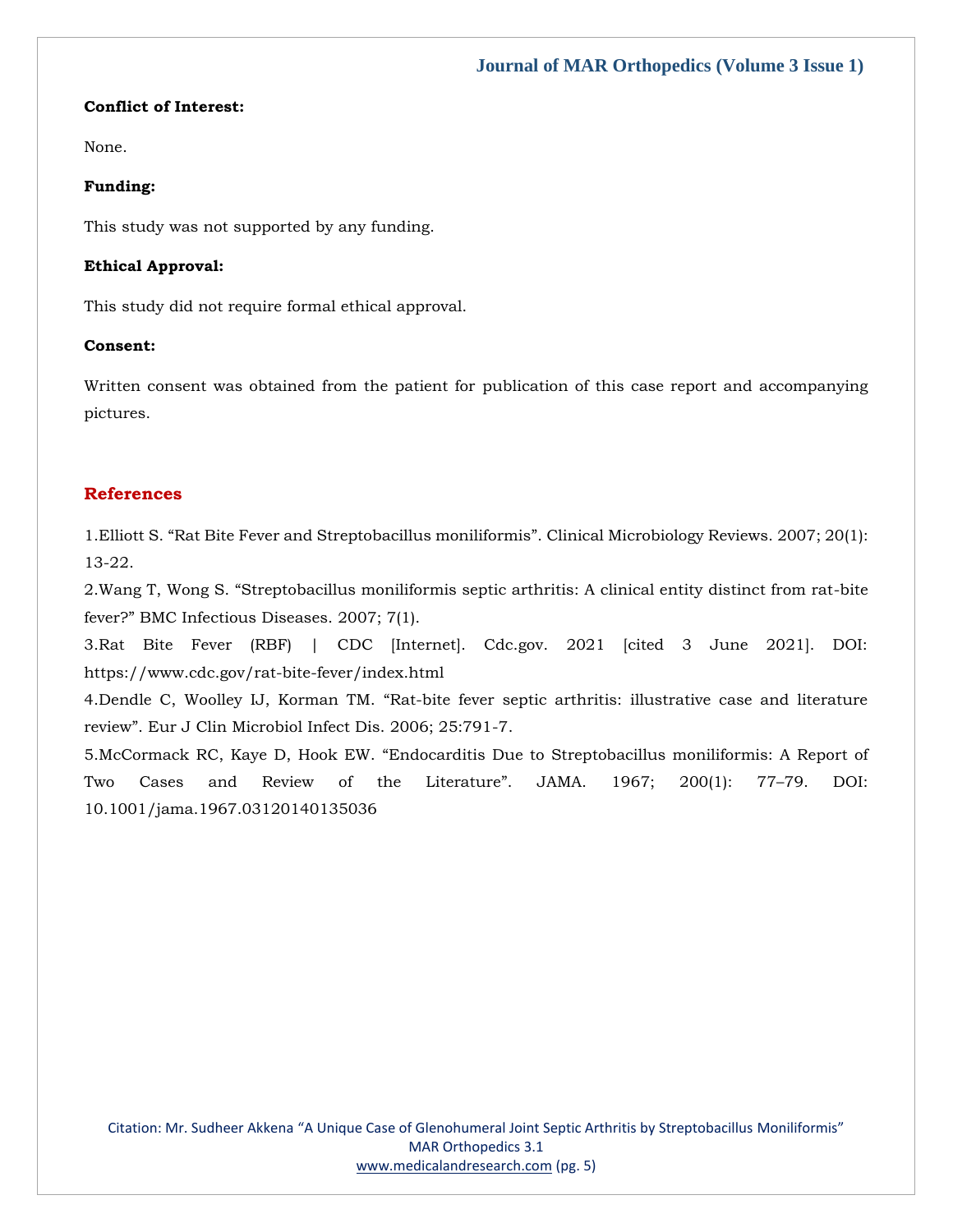**Conflict of Interest:**

None.

**Funding:**

This study was not supported by any funding.

**Ethical Approval:**

This study did not require formal ethical approval.

**Consent:**

Written consent was obtained from the patient for publication of this case report and accompanying pictures.

## References

1.Elliott S. "Rat Bite Fever and Streptobacillus moniliformis". Clinical Microbiology Reviews. 2007; 20(1): 13-22.

2.Wang T, Wong S. "Streptobacillus moniliformis septic arthritis: A clinical entity distinct from rat-bite fever?" BMC Infectious Diseases. 2007; 7(1).

3.Rat Bite Fever (RBF) | CDC [Internet]. Cdc.gov. 2021 [cited 3 June 2021]. DOI: https://www.cdc.gov/rat-bite-fever/index.html

4.Dendle C, Woolley IJ, Korman TM. "Rat-bite fever septic arthritis: illustrative case and literature review". Eur J Clin Microbiol Infect Dis. 2006; 25:791-7.

5.McCormack RC, Kaye D, Hook EW. "Endocarditis Due to Streptobacillus moniliformis: A Report of Two Cases and Review of the Literature". JAMA. 1967; 200(1): 77–79. DOI: 10.1001/jama.1967.03120140135036